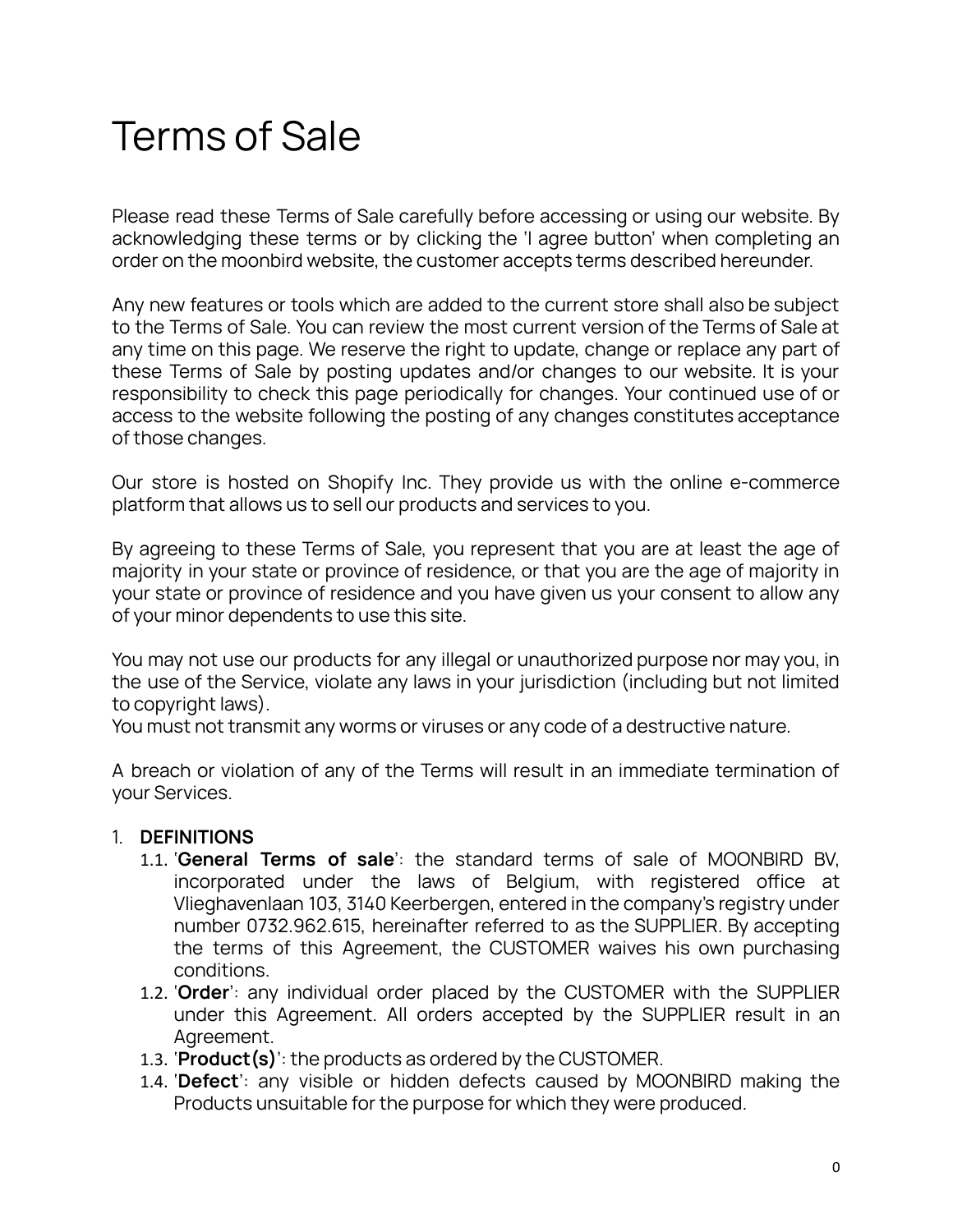# Terms of Sale

Please read these Terms of Sale carefully before accessing or using our website. By acknowledging these terms or by clicking the 'I agree button' when completing an order on the moonbird website, the customer accepts terms described hereunder.

Any new features or tools which are added to the current store shall also be subject to the Terms of Sale. You can review the most current version of the Terms of Sale at any time on this page. We reserve the right to update, change or replace any part of these Terms of Sale by posting updates and/or changes to our website. It is your responsibility to check this page periodically for changes. Your continued use of or access to the website following the posting of any changes constitutes acceptance of those changes.

Our store is hosted on Shopify Inc. They provide us with the online e-commerce platform that allows us to sell our products and services to you.

By agreeing to these Terms of Sale, you represent that you are at least the age of majority in your state or province of residence, or that you are the age of majority in your state or province of residence and you have given us your consent to allow any of your minor dependents to use this site.

You may not use our products for any illegal or unauthorized purpose nor may you, in the use of the Service, violate any laws in your jurisdiction (including but not limited to copyright laws).
You must not transmit any worms or viruses or any code of a destructive nature.

A breach or violation of any of the Terms will result in an immediate termination of your Services.

1. **DEFINITIONS**
   1.1. '**General Terms of sale**': the standard terms of sale of MOONBIRD BV, incorporated under the laws of Belgium, with registered office at Vlieghavenlaan 103, 3140 Keerbergen, entered in the company's registry under number 0732.962.615, hereinafter referred to as the SUPPLIER. By accepting the terms of this Agreement, the CUSTOMER waives his own purchasing conditions.
   1.2. '**Order**': any individual order placed by the CUSTOMER with the SUPPLIER under this Agreement. All orders accepted by the SUPPLIER result in an Agreement.
   1.3. '**Product(s)**': the products as ordered by the CUSTOMER.
   1.4. '**Defect**': any visible or hidden defects caused by MOONBIRD making the Products unsuitable for the purpose for which they were produced.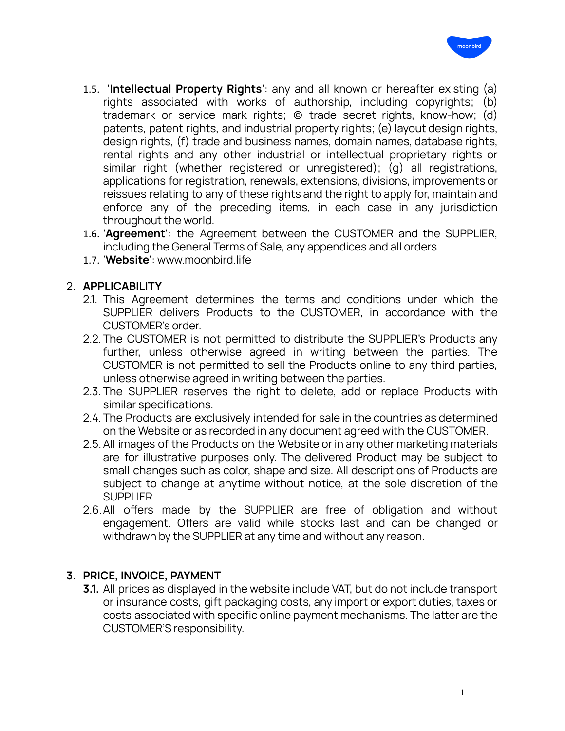1.5. '**Intellectual Property Rights**': any and all known or hereafter existing (a) rights associated with works of authorship, including copyrights; (b) trademark or service mark rights; © trade secret rights, know-how; (d) patents, patent rights, and industrial property rights; (e) layout design rights, design rights, (f) trade and business names, domain names, database rights, rental rights and any other industrial or intellectual proprietary rights or similar right (whether registered or unregistered); (g) all registrations, applications for registration, renewals, extensions, divisions, improvements or reissues relating to any of these rights and the right to apply for, maintain and enforce any of the preceding items, in each case in any jurisdiction throughout the world.

1.6. '**Agreement**': the Agreement between the CUSTOMER and the SUPPLIER, including the General Terms of Sale, any appendices and all orders.

1.7. '**Website**': www.moonbird.life

## 2. APPLICABILITY

2.1. This Agreement determines the terms and conditions under which the SUPPLIER delivers Products to the CUSTOMER, in accordance with the CUSTOMER's order.

2.2. The CUSTOMER is not permitted to distribute the SUPPLIER's Products any further, unless otherwise agreed in writing between the parties. The CUSTOMER is not permitted to sell the Products online to any third parties, unless otherwise agreed in writing between the parties.

2.3. The SUPPLIER reserves the right to delete, add or replace Products with similar specifications.

2.4. The Products are exclusively intended for sale in the countries as determined on the Website or as recorded in any document agreed with the CUSTOMER.

2.5. All images of the Products on the Website or in any other marketing materials are for illustrative purposes only. The delivered Product may be subject to small changes such as color, shape and size. All descriptions of Products are subject to change at anytime without notice, at the sole discretion of the SUPPLIER.

2.6. All offers made by the SUPPLIER are free of obligation and without engagement. Offers are valid while stocks last and can be changed or withdrawn by the SUPPLIER at any time and without any reason.

## 3. PRICE, INVOICE, PAYMENT

**3.1.** All prices as displayed in the website include VAT, but do not include transport or insurance costs, gift packaging costs, any import or export duties, taxes or costs associated with specific online payment mechanisms. The latter are the CUSTOMER'S responsibility.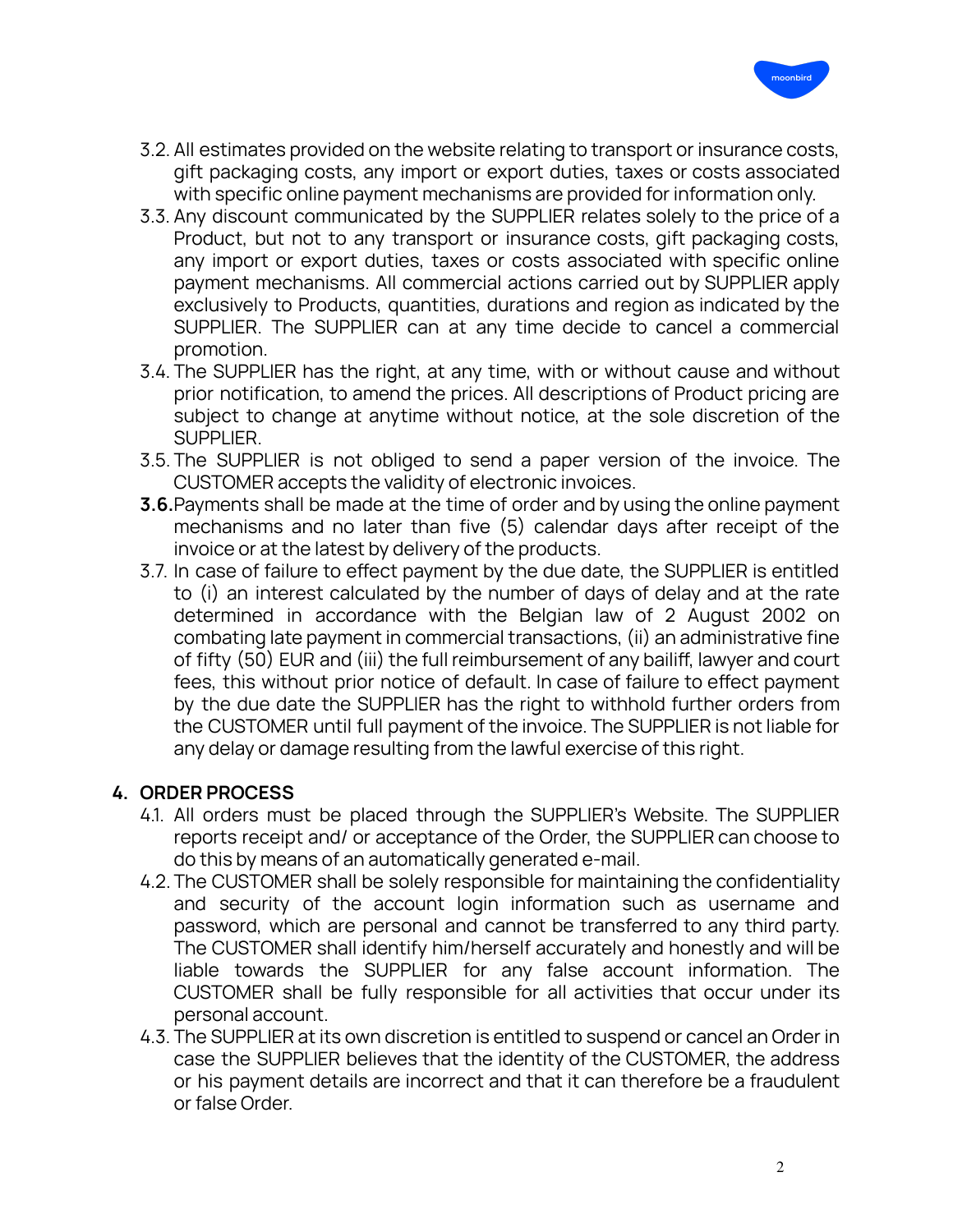3.2. All estimates provided on the website relating to transport or insurance costs, gift packaging costs, any import or export duties, taxes or costs associated with specific online payment mechanisms are provided for information only.

3.3. Any discount communicated by the SUPPLIER relates solely to the price of a Product, but not to any transport or insurance costs, gift packaging costs, any import or export duties, taxes or costs associated with specific online payment mechanisms. All commercial actions carried out by SUPPLIER apply exclusively to Products, quantities, durations and region as indicated by the SUPPLIER. The SUPPLIER can at any time decide to cancel a commercial promotion.

3.4. The SUPPLIER has the right, at any time, with or without cause and without prior notification, to amend the prices. All descriptions of Product pricing are subject to change at anytime without notice, at the sole discretion of the SUPPLIER.

3.5. The SUPPLIER is not obliged to send a paper version of the invoice. The CUSTOMER accepts the validity of electronic invoices.

**3.6.** Payments shall be made at the time of order and by using the online payment mechanisms and no later than five (5) calendar days after receipt of the invoice or at the latest by delivery of the products.

3.7. In case of failure to effect payment by the due date, the SUPPLIER is entitled to (i) an interest calculated by the number of days of delay and at the rate determined in accordance with the Belgian law of 2 August 2002 on combating late payment in commercial transactions, (ii) an administrative fine of fifty (50) EUR and (iii) the full reimbursement of any bailiff, lawyer and court fees, this without prior notice of default. In case of failure to effect payment by the due date the SUPPLIER has the right to withhold further orders from the CUSTOMER until full payment of the invoice. The SUPPLIER is not liable for any delay or damage resulting from the lawful exercise of this right.

## 4. ORDER PROCESS

4.1. All orders must be placed through the SUPPLIER's Website. The SUPPLIER reports receipt and/ or acceptance of the Order, the SUPPLIER can choose to do this by means of an automatically generated e-mail.

4.2. The CUSTOMER shall be solely responsible for maintaining the confidentiality and security of the account login information such as username and password, which are personal and cannot be transferred to any third party. The CUSTOMER shall identify him/herself accurately and honestly and will be liable towards the SUPPLIER for any false account information. The CUSTOMER shall be fully responsible for all activities that occur under its personal account.

4.3. The SUPPLIER at its own discretion is entitled to suspend or cancel an Order in case the SUPPLIER believes that the identity of the CUSTOMER, the address or his payment details are incorrect and that it can therefore be a fraudulent or false Order.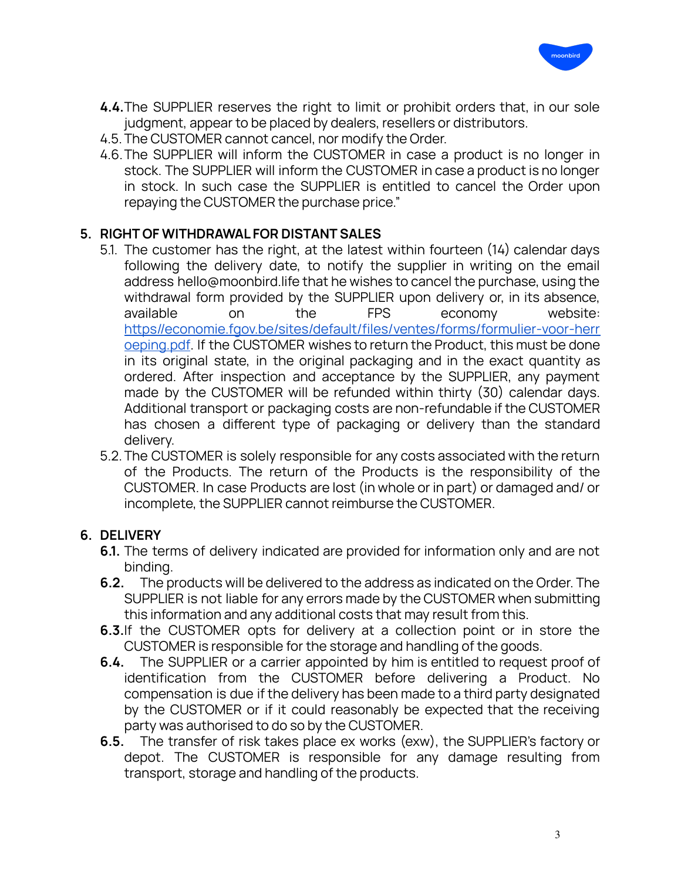**4.4.** The SUPPLIER reserves the right to limit or prohibit orders that, in our sole judgment, appear to be placed by dealers, resellers or distributors.

4.5. The CUSTOMER cannot cancel, nor modify the Order.

4.6. The SUPPLIER will inform the CUSTOMER in case a product is no longer in stock. The SUPPLIER will inform the CUSTOMER in case a product is no longer in stock. In such case the SUPPLIER is entitled to cancel the Order upon repaying the CUSTOMER the purchase price."

## 5. RIGHT OF WITHDRAWAL FOR DISTANT SALES

5.1. The customer has the right, at the latest within fourteen (14) calendar days following the delivery date, to notify the supplier in writing on the email address hello@moonbird.life that he wishes to cancel the purchase, using the withdrawal form provided by the SUPPLIER upon delivery or, in its absence, available on the FPS economy website: [https//economie.fgov.be/sites/default/files/ventes/forms/formulier-voor-herroeping.pdf](https//economie.fgov.be/sites/default/files/ventes/forms/formulier-voor-herroeping.pdf). If the CUSTOMER wishes to return the Product, this must be done in its original state, in the original packaging and in the exact quantity as ordered. After inspection and acceptance by the SUPPLIER, any payment made by the CUSTOMER will be refunded within thirty (30) calendar days. Additional transport or packaging costs are non-refundable if the CUSTOMER has chosen a different type of packaging or delivery than the standard delivery.

5.2. The CUSTOMER is solely responsible for any costs associated with the return of the Products. The return of the Products is the responsibility of the CUSTOMER. In case Products are lost (in whole or in part) or damaged and/ or incomplete, the SUPPLIER cannot reimburse the CUSTOMER.

## 6. DELIVERY

**6.1.** The terms of delivery indicated are provided for information only and are not binding.

**6.2.** The products will be delivered to the address as indicated on the Order. The SUPPLIER is not liable for any errors made by the CUSTOMER when submitting this information and any additional costs that may result from this.

**6.3.** If the CUSTOMER opts for delivery at a collection point or in store the CUSTOMER is responsible for the storage and handling of the goods.

**6.4.** The SUPPLIER or a carrier appointed by him is entitled to request proof of identification from the CUSTOMER before delivering a Product. No compensation is due if the delivery has been made to a third party designated by the CUSTOMER or if it could reasonably be expected that the receiving party was authorised to do so by the CUSTOMER.

**6.5.** The transfer of risk takes place ex works (exw), the SUPPLIER's factory or depot. The CUSTOMER is responsible for any damage resulting from transport, storage and handling of the products.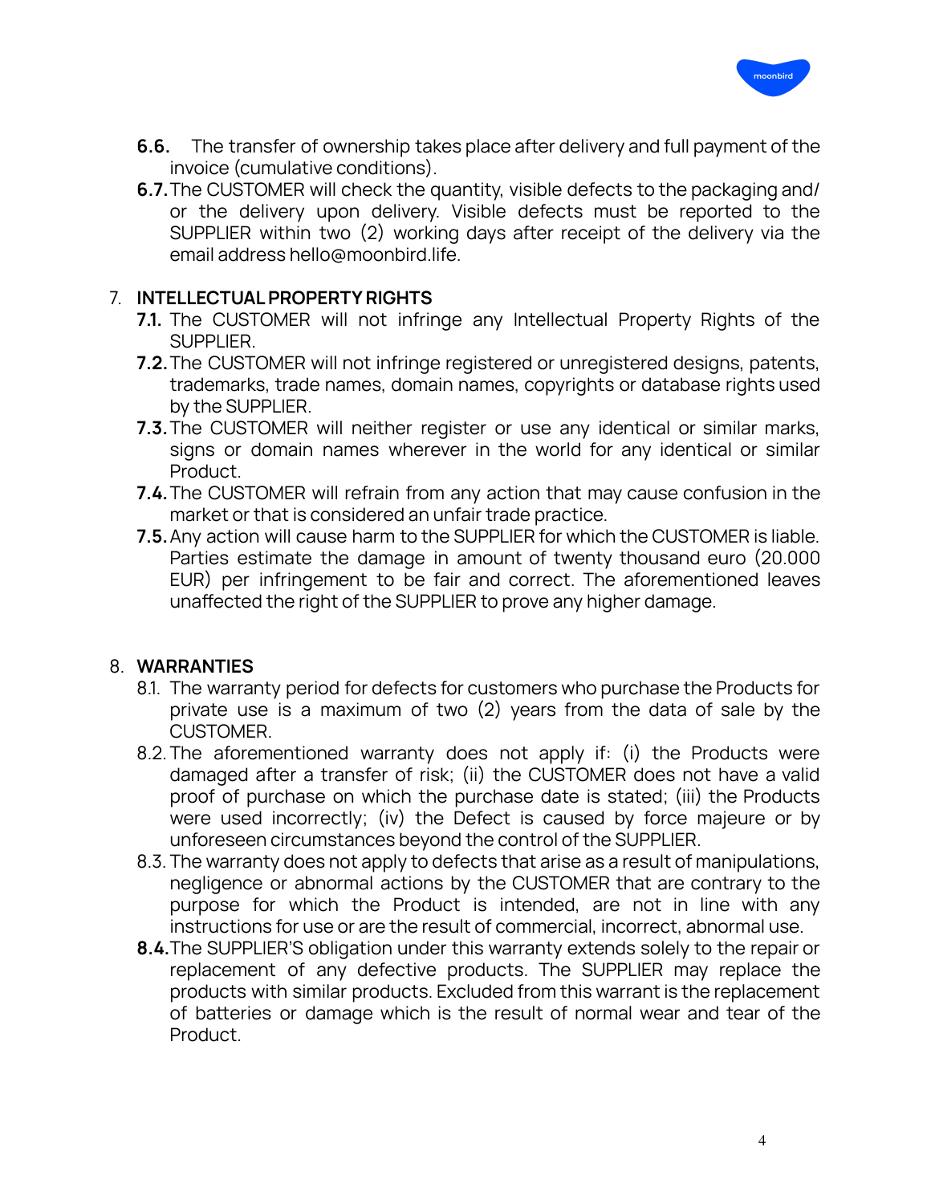**6.6.** The transfer of ownership takes place after delivery and full payment of the invoice (cumulative conditions).

**6.7.** The CUSTOMER will check the quantity, visible defects to the packaging and/ or the delivery upon delivery. Visible defects must be reported to the SUPPLIER within two (2) working days after receipt of the delivery via the email address hello@moonbird.life.

## 7. INTELLECTUAL PROPERTY RIGHTS

**7.1.** The CUSTOMER will not infringe any Intellectual Property Rights of the SUPPLIER.

**7.2.** The CUSTOMER will not infringe registered or unregistered designs, patents, trademarks, trade names, domain names, copyrights or database rights used by the SUPPLIER.

**7.3.** The CUSTOMER will neither register or use any identical or similar marks, signs or domain names wherever in the world for any identical or similar Product.

**7.4.** The CUSTOMER will refrain from any action that may cause confusion in the market or that is considered an unfair trade practice.

**7.5.** Any action will cause harm to the SUPPLIER for which the CUSTOMER is liable. Parties estimate the damage in amount of twenty thousand euro (20.000 EUR) per infringement to be fair and correct. The aforementioned leaves unaffected the right of the SUPPLIER to prove any higher damage.

## 8. WARRANTIES

8.1. The warranty period for defects for customers who purchase the Products for private use is a maximum of two (2) years from the data of sale by the CUSTOMER.

8.2. The aforementioned warranty does not apply if: (i) the Products were damaged after a transfer of risk; (ii) the CUSTOMER does not have a valid proof of purchase on which the purchase date is stated; (iii) the Products were used incorrectly; (iv) the Defect is caused by force majeure or by unforeseen circumstances beyond the control of the SUPPLIER.

8.3. The warranty does not apply to defects that arise as a result of manipulations, negligence or abnormal actions by the CUSTOMER that are contrary to the purpose for which the Product is intended, are not in line with any instructions for use or are the result of commercial, incorrect, abnormal use.

**8.4.** The SUPPLIER'S obligation under this warranty extends solely to the repair or replacement of any defective products. The SUPPLIER may replace the products with similar products. Excluded from this warrant is the replacement of batteries or damage which is the result of normal wear and tear of the Product.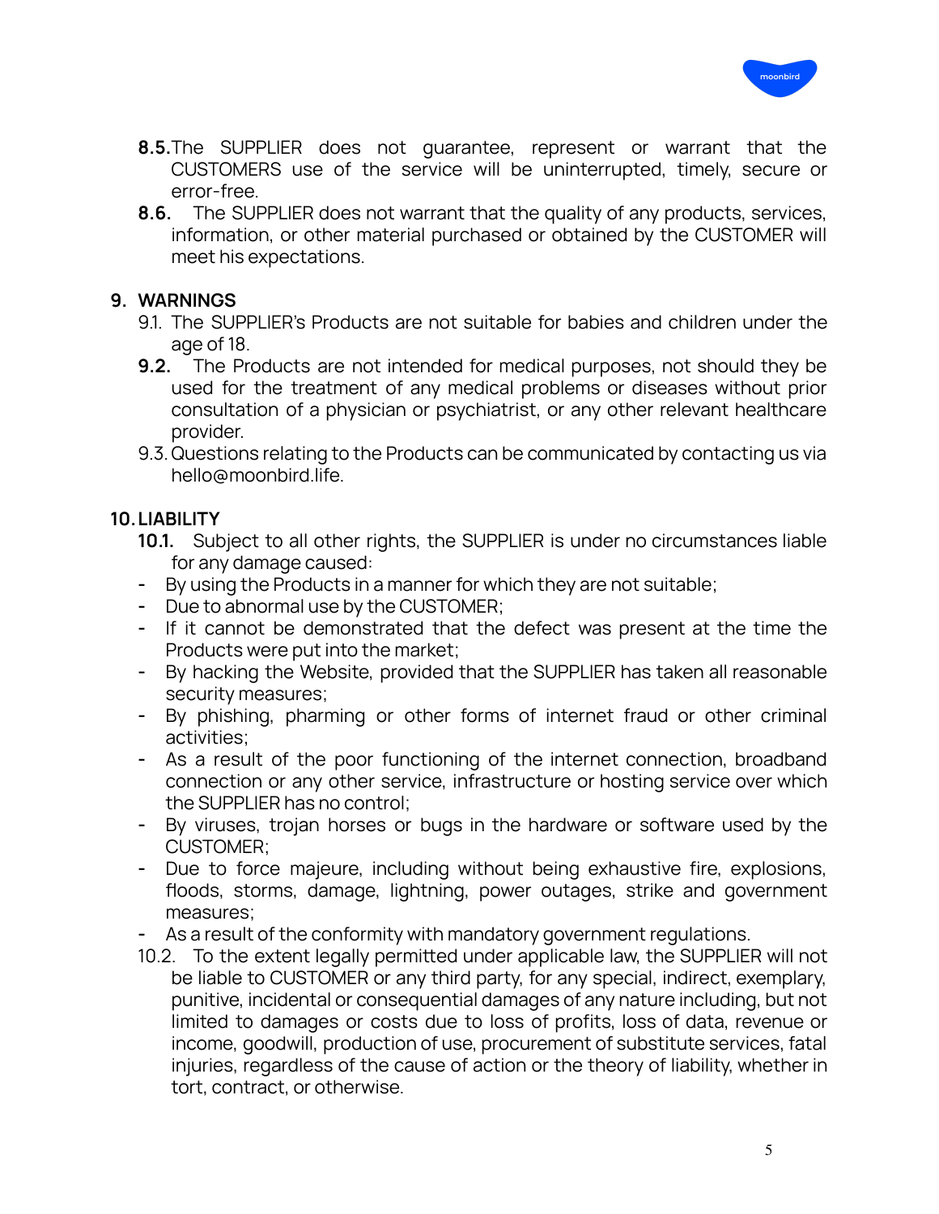**8.5.** The SUPPLIER does not guarantee, represent or warrant that the CUSTOMERS use of the service will be uninterrupted, timely, secure or error-free.

**8.6.** The SUPPLIER does not warrant that the quality of any products, services, information, or other material purchased or obtained by the CUSTOMER will meet his expectations.

## 9. WARNINGS

9.1. The SUPPLIER's Products are not suitable for babies and children under the age of 18.

**9.2.** The Products are not intended for medical purposes, not should they be used for the treatment of any medical problems or diseases without prior consultation of a physician or psychiatrist, or any other relevant healthcare provider.

9.3. Questions relating to the Products can be communicated by contacting us via hello@moonbird.life.

## 10. LIABILITY

**10.1.** Subject to all other rights, the SUPPLIER is under no circumstances liable for any damage caused:

- By using the Products in a manner for which they are not suitable;
- Due to abnormal use by the CUSTOMER;
- If it cannot be demonstrated that the defect was present at the time the Products were put into the market;
- By hacking the Website, provided that the SUPPLIER has taken all reasonable security measures;
- By phishing, pharming or other forms of internet fraud or other criminal activities;
- As a result of the poor functioning of the internet connection, broadband connection or any other service, infrastructure or hosting service over which the SUPPLIER has no control;
- By viruses, trojan horses or bugs in the hardware or software used by the CUSTOMER;
- Due to force majeure, including without being exhaustive fire, explosions, floods, storms, damage, lightning, power outages, strike and government measures;
- As a result of the conformity with mandatory government regulations.

10.2. To the extent legally permitted under applicable law, the SUPPLIER will not be liable to CUSTOMER or any third party, for any special, indirect, exemplary, punitive, incidental or consequential damages of any nature including, but not limited to damages or costs due to loss of profits, loss of data, revenue or income, goodwill, production of use, procurement of substitute services, fatal injuries, regardless of the cause of action or the theory of liability, whether in tort, contract, or otherwise.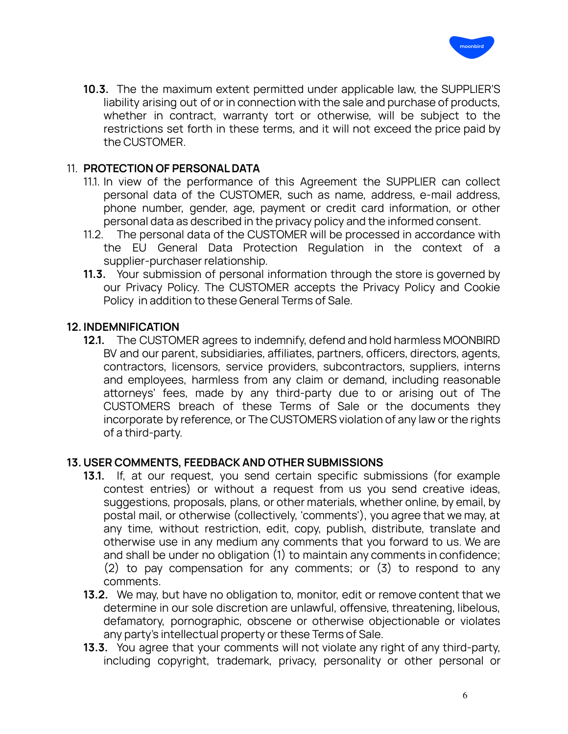**10.3.** The the maximum extent permitted under applicable law, the SUPPLIER'S liability arising out of or in connection with the sale and purchase of products, whether in contract, warranty tort or otherwise, will be subject to the restrictions set forth in these terms, and it will not exceed the price paid by the CUSTOMER.

## 11. PROTECTION OF PERSONAL DATA

11.1. In view of the performance of this Agreement the SUPPLIER can collect personal data of the CUSTOMER, such as name, address, e-mail address, phone number, gender, age, payment or credit card information, or other personal data as described in the privacy policy and the informed consent.

11.2. The personal data of the CUSTOMER will be processed in accordance with the EU General Data Protection Regulation in the context of a supplier-purchaser relationship.

**11.3.** Your submission of personal information through the store is governed by our Privacy Policy. The CUSTOMER accepts the Privacy Policy and Cookie Policy in addition to these General Terms of Sale.

## 12. INDEMNIFICATION

**12.1.** The CUSTOMER agrees to indemnify, defend and hold harmless MOONBIRD BV and our parent, subsidiaries, affiliates, partners, officers, directors, agents, contractors, licensors, service providers, subcontractors, suppliers, interns and employees, harmless from any claim or demand, including reasonable attorneys' fees, made by any third-party due to or arising out of The CUSTOMERS breach of these Terms of Sale or the documents they incorporate by reference, or The CUSTOMERS violation of any law or the rights of a third-party.

## 13. USER COMMENTS, FEEDBACK AND OTHER SUBMISSIONS

**13.1.** If, at our request, you send certain specific submissions (for example contest entries) or without a request from us you send creative ideas, suggestions, proposals, plans, or other materials, whether online, by email, by postal mail, or otherwise (collectively, 'comments'), you agree that we may, at any time, without restriction, edit, copy, publish, distribute, translate and otherwise use in any medium any comments that you forward to us. We are and shall be under no obligation (1) to maintain any comments in confidence; (2) to pay compensation for any comments; or (3) to respond to any comments.

**13.2.** We may, but have no obligation to, monitor, edit or remove content that we determine in our sole discretion are unlawful, offensive, threatening, libelous, defamatory, pornographic, obscene or otherwise objectionable or violates any party's intellectual property or these Terms of Sale.

**13.3.** You agree that your comments will not violate any right of any third-party, including copyright, trademark, privacy, personality or other personal or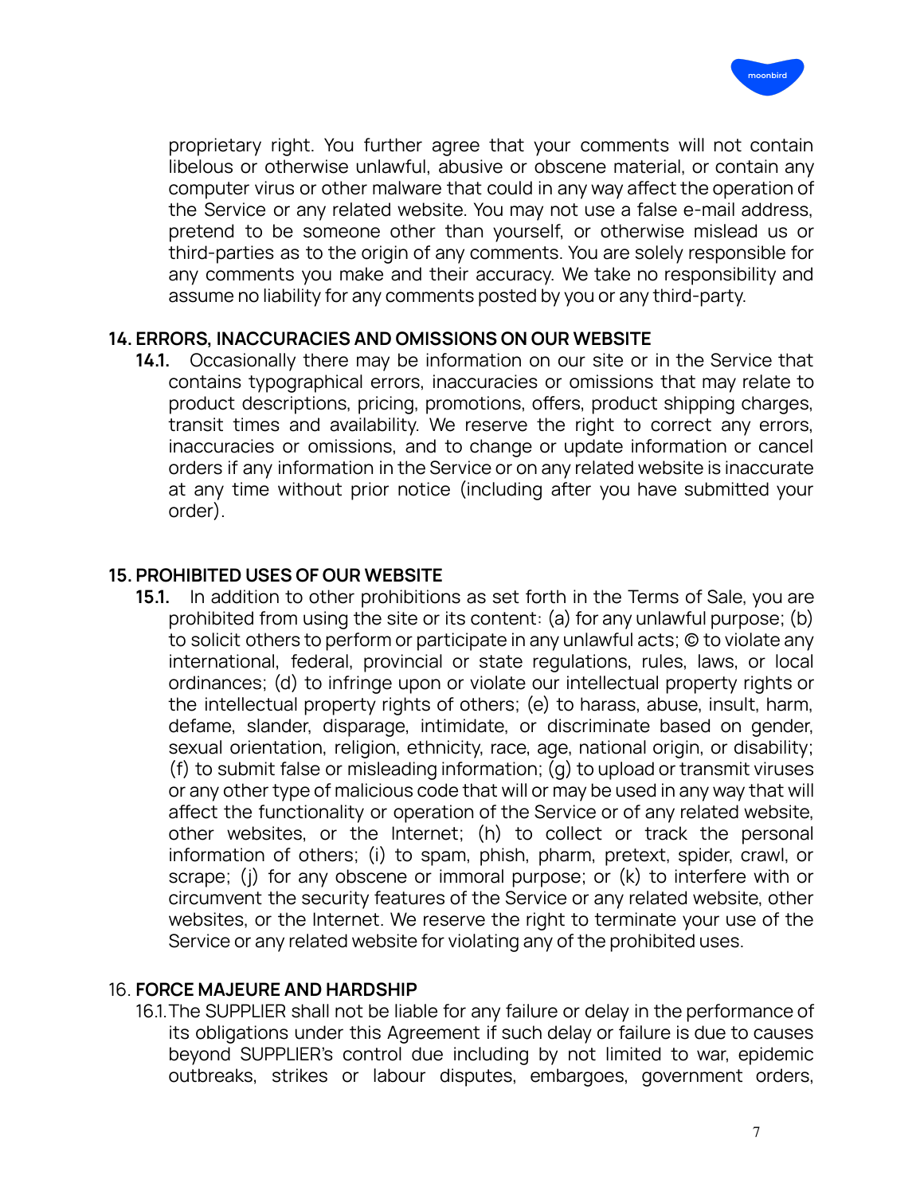proprietary right. You further agree that your comments will not contain libelous or otherwise unlawful, abusive or obscene material, or contain any computer virus or other malware that could in any way affect the operation of the Service or any related website. You may not use a false e-mail address, pretend to be someone other than yourself, or otherwise mislead us or third-parties as to the origin of any comments. You are solely responsible for any comments you make and their accuracy. We take no responsibility and assume no liability for any comments posted by you or any third-party.

## 14. ERRORS, INACCURACIES AND OMISSIONS ON OUR WEBSITE

**14.1.** Occasionally there may be information on our site or in the Service that contains typographical errors, inaccuracies or omissions that may relate to product descriptions, pricing, promotions, offers, product shipping charges, transit times and availability. We reserve the right to correct any errors, inaccuracies or omissions, and to change or update information or cancel orders if any information in the Service or on any related website is inaccurate at any time without prior notice (including after you have submitted your order).

## 15. PROHIBITED USES OF OUR WEBSITE

**15.1.** In addition to other prohibitions as set forth in the Terms of Sale, you are prohibited from using the site or its content: (a) for any unlawful purpose; (b) to solicit others to perform or participate in any unlawful acts; © to violate any international, federal, provincial or state regulations, rules, laws, or local ordinances; (d) to infringe upon or violate our intellectual property rights or the intellectual property rights of others; (e) to harass, abuse, insult, harm, defame, slander, disparage, intimidate, or discriminate based on gender, sexual orientation, religion, ethnicity, race, age, national origin, or disability; (f) to submit false or misleading information; (g) to upload or transmit viruses or any other type of malicious code that will or may be used in any way that will affect the functionality or operation of the Service or of any related website, other websites, or the Internet; (h) to collect or track the personal information of others; (i) to spam, phish, pharm, pretext, spider, crawl, or scrape; (j) for any obscene or immoral purpose; or (k) to interfere with or circumvent the security features of the Service or any related website, other websites, or the Internet. We reserve the right to terminate your use of the Service or any related website for violating any of the prohibited uses.

## 16. FORCE MAJEURE AND HARDSHIP

16.1. The SUPPLIER shall not be liable for any failure or delay in the performance of its obligations under this Agreement if such delay or failure is due to causes beyond SUPPLIER's control due including by not limited to war, epidemic outbreaks, strikes or labour disputes, embargoes, government orders,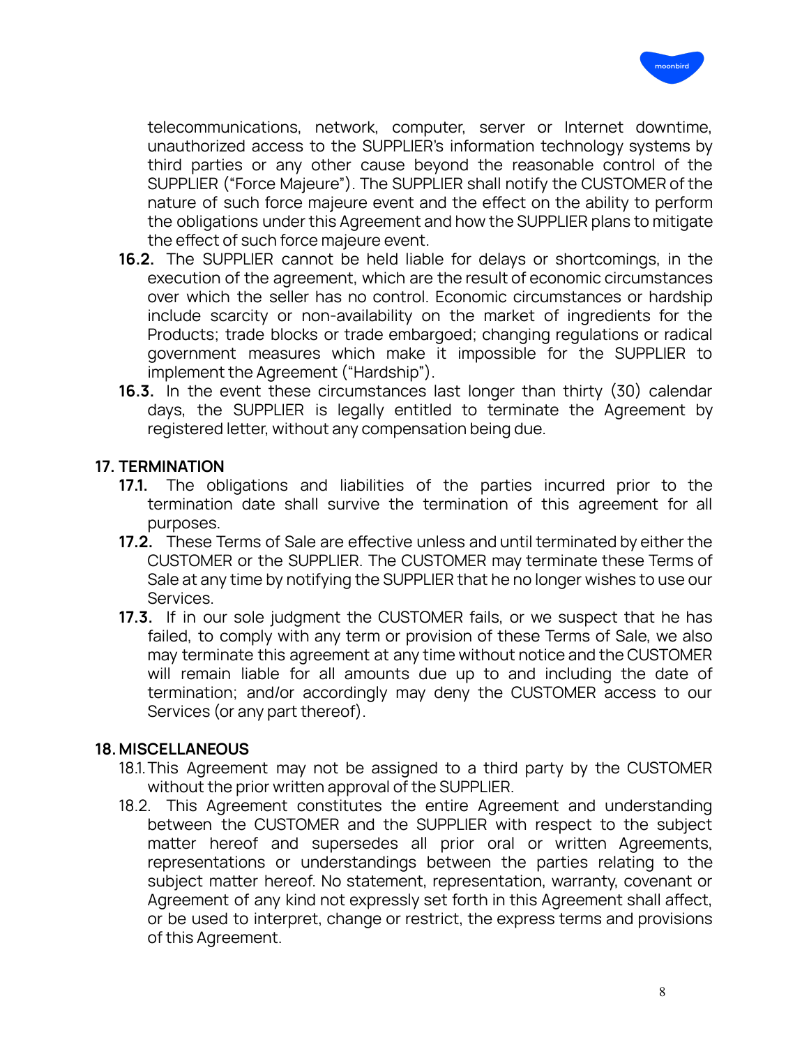telecommunications, network, computer, server or Internet downtime, unauthorized access to the SUPPLIER's information technology systems by third parties or any other cause beyond the reasonable control of the SUPPLIER ("Force Majeure"). The SUPPLIER shall notify the CUSTOMER of the nature of such force majeure event and the effect on the ability to perform the obligations under this Agreement and how the SUPPLIER plans to mitigate the effect of such force majeure event.

**16.2.** The SUPPLIER cannot be held liable for delays or shortcomings, in the execution of the agreement, which are the result of economic circumstances over which the seller has no control. Economic circumstances or hardship include scarcity or non-availability on the market of ingredients for the Products; trade blocks or trade embargoed; changing regulations or radical government measures which make it impossible for the SUPPLIER to implement the Agreement ("Hardship").

**16.3.** In the event these circumstances last longer than thirty (30) calendar days, the SUPPLIER is legally entitled to terminate the Agreement by registered letter, without any compensation being due.

## 17. TERMINATION

**17.1.** The obligations and liabilities of the parties incurred prior to the termination date shall survive the termination of this agreement for all purposes.

**17.2.** These Terms of Sale are effective unless and until terminated by either the CUSTOMER or the SUPPLIER. The CUSTOMER may terminate these Terms of Sale at any time by notifying the SUPPLIER that he no longer wishes to use our Services.

**17.3.** If in our sole judgment the CUSTOMER fails, or we suspect that he has failed, to comply with any term or provision of these Terms of Sale, we also may terminate this agreement at any time without notice and the CUSTOMER will remain liable for all amounts due up to and including the date of termination; and/or accordingly may deny the CUSTOMER access to our Services (or any part thereof).

## 18. MISCELLANEOUS

18.1. This Agreement may not be assigned to a third party by the CUSTOMER without the prior written approval of the SUPPLIER.

18.2. This Agreement constitutes the entire Agreement and understanding between the CUSTOMER and the SUPPLIER with respect to the subject matter hereof and supersedes all prior oral or written Agreements, representations or understandings between the parties relating to the subject matter hereof. No statement, representation, warranty, covenant or Agreement of any kind not expressly set forth in this Agreement shall affect, or be used to interpret, change or restrict, the express terms and provisions of this Agreement.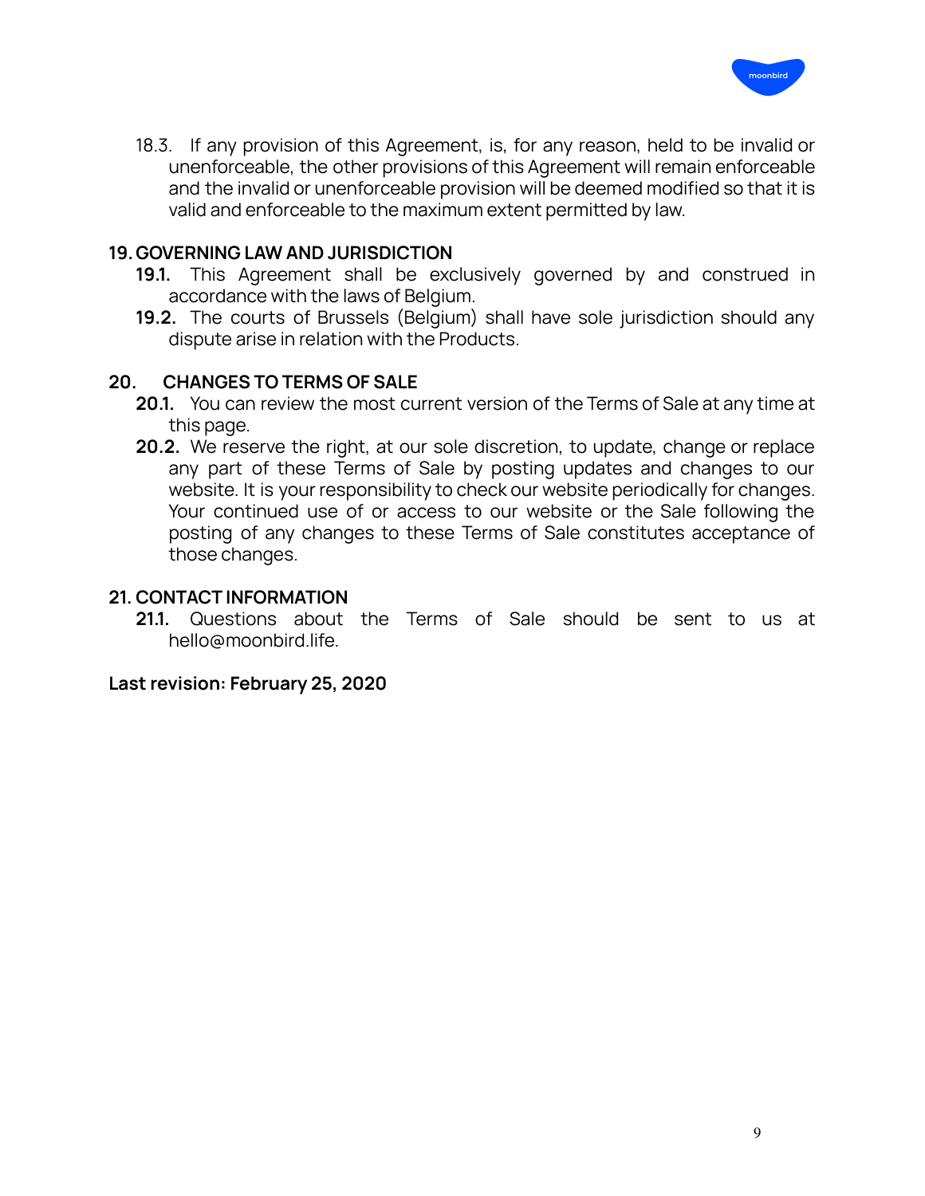18.3. If any provision of this Agreement, is, for any reason, held to be invalid or unenforceable, the other provisions of this Agreement will remain enforceable and the invalid or unenforceable provision will be deemed modified so that it is valid and enforceable to the maximum extent permitted by law.

## 19. GOVERNING LAW AND JURISDICTION

**19.1.** This Agreement shall be exclusively governed by and construed in accordance with the laws of Belgium.

**19.2.** The courts of Brussels (Belgium) shall have sole jurisdiction should any dispute arise in relation with the Products.

## 20. CHANGES TO TERMS OF SALE

**20.1.** You can review the most current version of the Terms of Sale at any time at this page.

**20.2.** We reserve the right, at our sole discretion, to update, change or replace any part of these Terms of Sale by posting updates and changes to our website. It is your responsibility to check our website periodically for changes. Your continued use of or access to our website or the Sale following the posting of any changes to these Terms of Sale constitutes acceptance of those changes.

## 21. CONTACT INFORMATION

**21.1.** Questions about the Terms of Sale should be sent to us at hello@moonbird.life.

**Last revision: February 25, 2020**